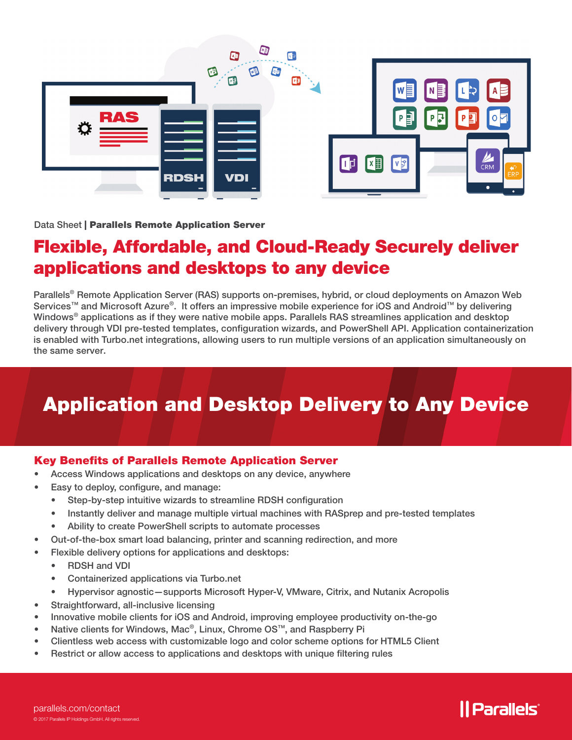Data Sheet | **Parallels Remote Application Server**

# Flexible, Affordable, and Cloud-Ready Securely deliver applications and desktops to any device

Parallels® Remote Application Server (RAS) supports on-premises, hybrid, or cloud deployments on Amazon Web Services™ and Microsoft Azure®. It offers an impressive mobile experience for iOS and Android™ by delivering Windows® applications as if they were native mobile apps. Parallels RAS streamlines application and desktop delivery through VDI pre-tested templates, configuration wizards, and PowerShell API. Application containerization is enabled with Turbo.net integrations, allowing users to run multiple versions of an application simultaneously on the same server.

## Application and Desktop Delivery to Any Device

### Key Benefits of Parallels Remote Application Server

- Access Windows applications and desktops on any device, anywhere
- Easy to deploy, configure, and manage:
  - Step-by-step intuitive wizards to streamline RDSH configuration
  - Instantly deliver and manage multiple virtual machines with RASprep and pre-tested templates
  - Ability to create PowerShell scripts to automate processes
- Out-of-the-box smart load balancing, printer and scanning redirection, and more
- Flexible delivery options for applications and desktops:
  - RDSH and VDI
  - Containerized applications via Turbo.net
  - Hypervisor agnostic—supports Microsoft Hyper-V, VMware, Citrix, and Nutanix Acropolis
- Straightforward, all-inclusive licensing
- Innovative mobile clients for iOS and Android, improving employee productivity on-the-go
- Native clients for Windows, Mac®, Linux, Chrome OS™, and Raspberry Pi
- Clientless web access with customizable logo and color scheme options for HTML5 Client
- Restrict or allow access to applications and desktops with unique filtering rules

parallels.com/contact

© 2017 Parallels IP Holdings GmbH. All rights reserved.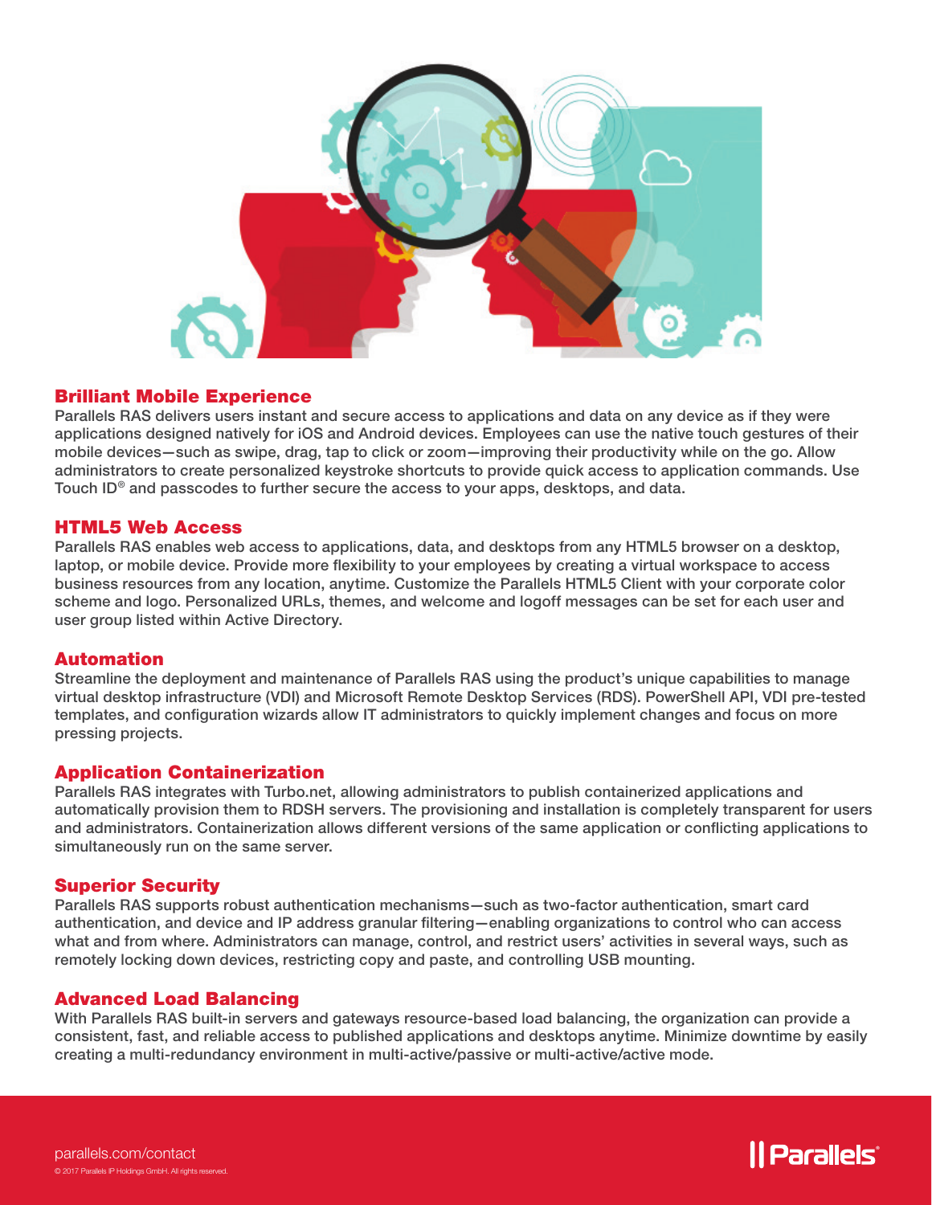## Brilliant Mobile Experience

Parallels RAS delivers users instant and secure access to applications and data on any device as if they were applications designed natively for iOS and Android devices. Employees can use the native touch gestures of their mobile devices—such as swipe, drag, tap to click or zoom—improving their productivity while on the go. Allow administrators to create personalized keystroke shortcuts to provide quick access to application commands. Use Touch ID® and passcodes to further secure the access to your apps, desktops, and data.

## HTML5 Web Access

Parallels RAS enables web access to applications, data, and desktops from any HTML5 browser on a desktop, laptop, or mobile device. Provide more flexibility to your employees by creating a virtual workspace to access business resources from any location, anytime. Customize the Parallels HTML5 Client with your corporate color scheme and logo. Personalized URLs, themes, and welcome and logoff messages can be set for each user and user group listed within Active Directory.

## Automation

Streamline the deployment and maintenance of Parallels RAS using the product's unique capabilities to manage virtual desktop infrastructure (VDI) and Microsoft Remote Desktop Services (RDS). PowerShell API, VDI pre-tested templates, and configuration wizards allow IT administrators to quickly implement changes and focus on more pressing projects.

## Application Containerization

Parallels RAS integrates with Turbo.net, allowing administrators to publish containerized applications and automatically provision them to RDSH servers. The provisioning and installation is completely transparent for users and administrators. Containerization allows different versions of the same application or conflicting applications to simultaneously run on the same server.

## Superior Security

Parallels RAS supports robust authentication mechanisms—such as two-factor authentication, smart card authentication, and device and IP address granular filtering—enabling organizations to control who can access what and from where. Administrators can manage, control, and restrict users' activities in several ways, such as remotely locking down devices, restricting copy and paste, and controlling USB mounting.

## Advanced Load Balancing

With Parallels RAS built-in servers and gateways resource-based load balancing, the organization can provide a consistent, fast, and reliable access to published applications and desktops anytime. Minimize downtime by easily creating a multi-redundancy environment in multi-active/passive or multi-active/active mode.

parallels.com/contact

© 2017 Parallels IP Holdings GmbH. All rights reserved.

Parallels®